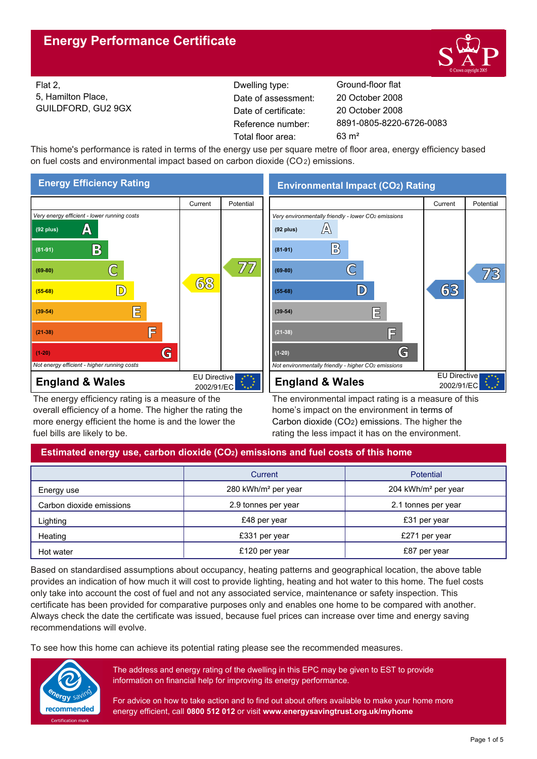# Energy Performance Certificate

Flat 2,
5, Hamilton Place,
GUILDFORD, GU2 9GX

| | |
|---|---|
| Dwelling type: | Ground-floor flat |
| Date of assessment: | 20 October 2008 |
| Date of certificate: | 20 October 2008 |
| Reference number: | 8891-0805-8220-6726-0083 |
| Total floor area: | 63 m² |

This home's performance is rated in terms of the energy use per square metre of floor area, energy efficiency based on fuel costs and environmental impact based on carbon dioxide ($CO_2$) emissions.

## Energy Efficiency Rating

| | Current | Potential |
|---|---|---|
| *Very energy efficient - lower running costs* | | |
| (92 plus) A | | |
| (81-91) B | | |
| (69-80) C | | 77 |
| (55-68) D | 68 | |
| (39-54) E | | |
| (21-38) F | | |
| (1-20) G | | |
| *Not energy efficient - higher running costs* | | |
| **England & Wales** | EU Directive 2002/91/EC | |

The energy efficiency rating is a measure of the overall efficiency of a home. The higher the rating the more energy efficient the home is and the lower the fuel bills are likely to be.

## Environmental Impact ($CO_2$) Rating

| | Current | Potential |
|---|---|---|
| *Very environmentally friendly - lower $CO_2$ emissions* | | |
| (92 plus) A | | |
| (81-91) B | | |
| (69-80) C | | 73 |
| (55-68) D | 63 | |
| (39-54) E | | |
| (21-38) F | | |
| (1-20) G | | |
| *Not environmentally friendly - higher $CO_2$ emissions* | | |
| **England & Wales** | EU Directive 2002/91/EC | |

The environmental impact rating is a measure of this home's impact on the environment in terms of Carbon dioxide ($CO_2$) emissions. The higher the rating the less impact it has on the environment.

## Estimated energy use, carbon dioxide ($CO_2$) emissions and fuel costs of this home

| | Current | Potential |
|---|---|---|
| Energy use | 280 kWh/m² per year | 204 kWh/m² per year |
| Carbon dioxide emissions | 2.9 tonnes per year | 2.1 tonnes per year |
| Lighting | £48 per year | £31 per year |
| Heating | £331 per year | £271 per year |
| Hot water | £120 per year | £87 per year |

Based on standardised assumptions about occupancy, heating patterns and geographical location, the above table provides an indication of how much it will cost to provide lighting, heating and hot water to this home. The fuel costs only take into account the cost of fuel and not any associated service, maintenance or safety inspection. This certificate has been provided for comparative purposes only and enables one home to be compared with another. Always check the date the certificate was issued, because fuel prices can increase over time and energy saving recommendations will evolve.

To see how this home can achieve its potential rating please see the recommended measures.

energy saving recommended
Certification mark

The address and energy rating of the dwelling in this EPC may be given to EST to provide information on financial help for improving its energy performance.

For advice on how to take action and to find out about offers available to make your home more energy efficient, call **0800 512 012** or visit **www.energysavingtrust.org.uk/myhome**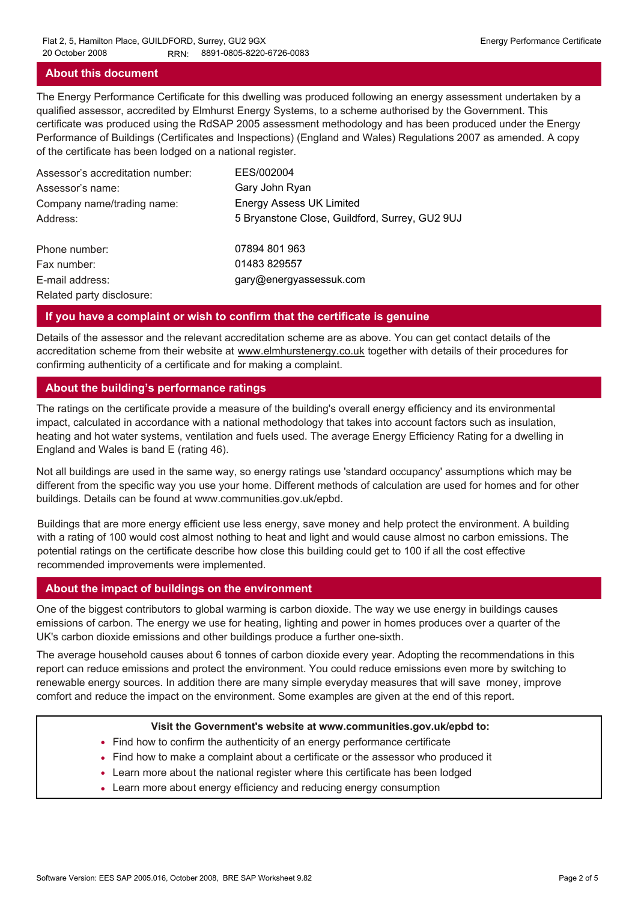## About this document

The Energy Performance Certificate for this dwelling was produced following an energy assessment undertaken by a qualified assessor, accredited by Elmhurst Energy Systems, to a scheme authorised by the Government. This certificate was produced using the RdSAP 2005 assessment methodology and has been produced under the Energy Performance of Buildings (Certificates and Inspections) (England and Wales) Regulations 2007 as amended. A copy of the certificate has been lodged on a national register.

| | |
|---|---|
| Assessor's accreditation number: | EES/002004 |
| Assessor's name: | Gary John Ryan |
| Company name/trading name: | Energy Assess UK Limited |
| Address: | 5 Bryanstone Close, Guildford, Surrey, GU2 9UJ |
| Phone number: | 07894 801 963 |
| Fax number: | 01483 829557 |
| E-mail address: | gary@energyassessuk.com |
| Related party disclosure: | |

## If you have a complaint or wish to confirm that the certificate is genuine

Details of the assessor and the relevant accreditation scheme are as above. You can get contact details of the accreditation scheme from their website at www.elmhurstenergy.co.uk together with details of their procedures for confirming authenticity of a certificate and for making a complaint.

## About the building's performance ratings

The ratings on the certificate provide a measure of the building's overall energy efficiency and its environmental impact, calculated in accordance with a national methodology that takes into account factors such as insulation, heating and hot water systems, ventilation and fuels used. The average Energy Efficiency Rating for a dwelling in England and Wales is band E (rating 46).

Not all buildings are used in the same way, so energy ratings use 'standard occupancy' assumptions which may be different from the specific way you use your home. Different methods of calculation are used for homes and for other buildings. Details can be found at www.communities.gov.uk/epbd.

Buildings that are more energy efficient use less energy, save money and help protect the environment. A building with a rating of 100 would cost almost nothing to heat and light and would cause almost no carbon emissions. The potential ratings on the certificate describe how close this building could get to 100 if all the cost effective recommended improvements were implemented.

## About the impact of buildings on the environment

One of the biggest contributors to global warming is carbon dioxide. The way we use energy in buildings causes emissions of carbon. The energy we use for heating, lighting and power in homes produces over a quarter of the UK's carbon dioxide emissions and other buildings produce a further one-sixth.

The average household causes about 6 tonnes of carbon dioxide every year. Adopting the recommendations in this report can reduce emissions and protect the environment. You could reduce emissions even more by switching to renewable energy sources. In addition there are many simple everyday measures that will save money, improve comfort and reduce the impact on the environment. Some examples are given at the end of this report.

**Visit the Government's website at www.communities.gov.uk/epbd to:**

- Find how to confirm the authenticity of an energy performance certificate
- Find how to make a complaint about a certificate or the assessor who produced it
- Learn more about the national register where this certificate has been lodged
- Learn more about energy efficiency and reducing energy consumption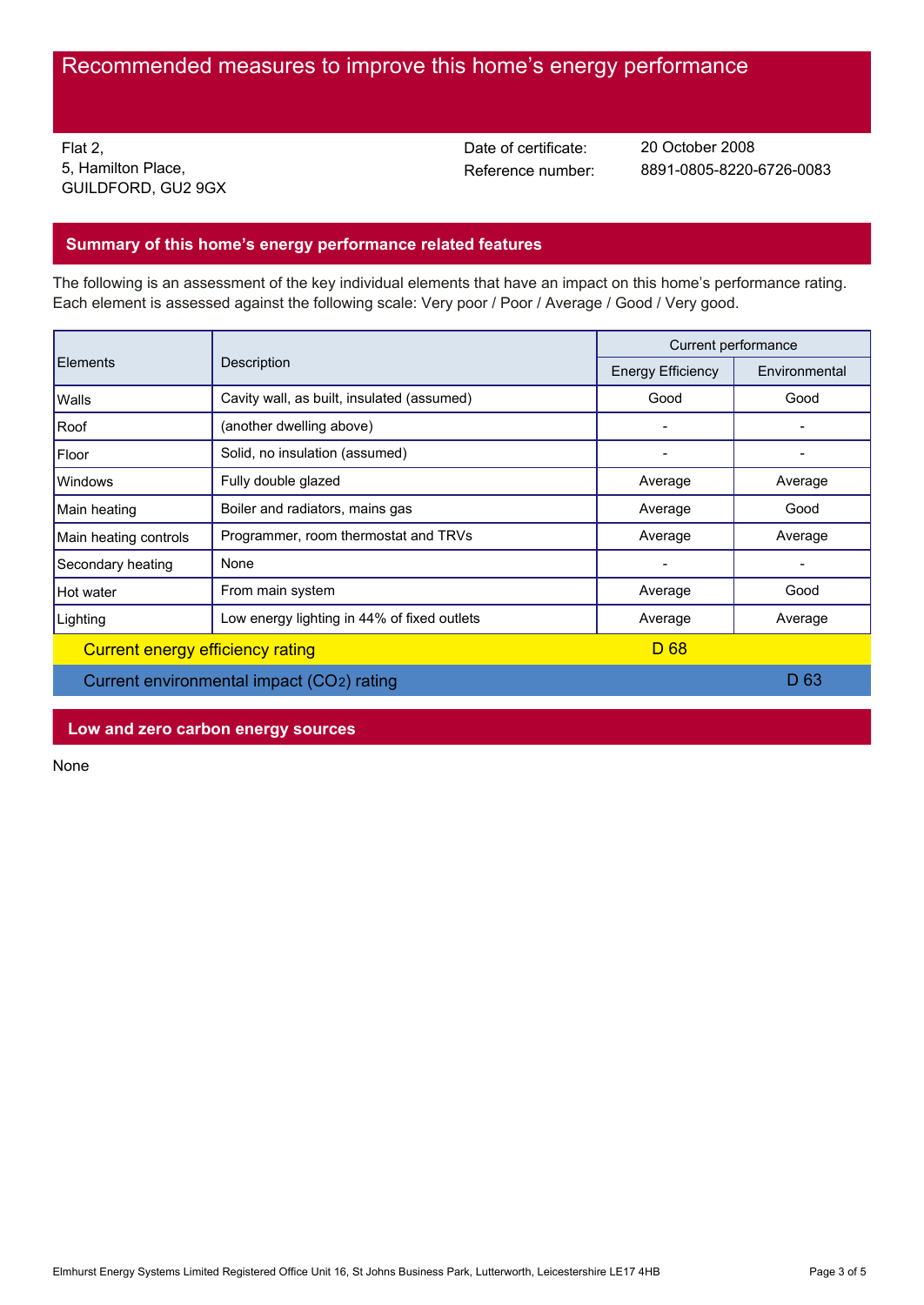# Recommended measures to improve this home's energy performance

Flat 2,
5, Hamilton Place,
GUILDFORD, GU2 9GX

Date of certificate: 20 October 2008
Reference number: 8891-0805-8220-6726-0083

## Summary of this home's energy performance related features

The following is an assessment of the key individual elements that have an impact on this home's performance rating. Each element is assessed against the following scale: Very poor / Poor / Average / Good / Very good.

| Elements | Description | Current performance | |
|---|---|---|---|
| | | Energy Efficiency | Environmental |
| Walls | Cavity wall, as built, insulated (assumed) | Good | Good |
| Roof | (another dwelling above) | - | - |
| Floor | Solid, no insulation (assumed) | - | - |
| Windows | Fully double glazed | Average | Average |
| Main heating | Boiler and radiators, mains gas | Average | Good |
| Main heating controls | Programmer, room thermostat and TRVs | Average | Average |
| Secondary heating | None | - | - |
| Hot water | From main system | Average | Good |
| Lighting | Low energy lighting in 44% of fixed outlets | Average | Average |
| Current energy efficiency rating | | D 68 | |
| Current environmental impact ($CO_2$) rating | | | D 63 |

## Low and zero carbon energy sources

None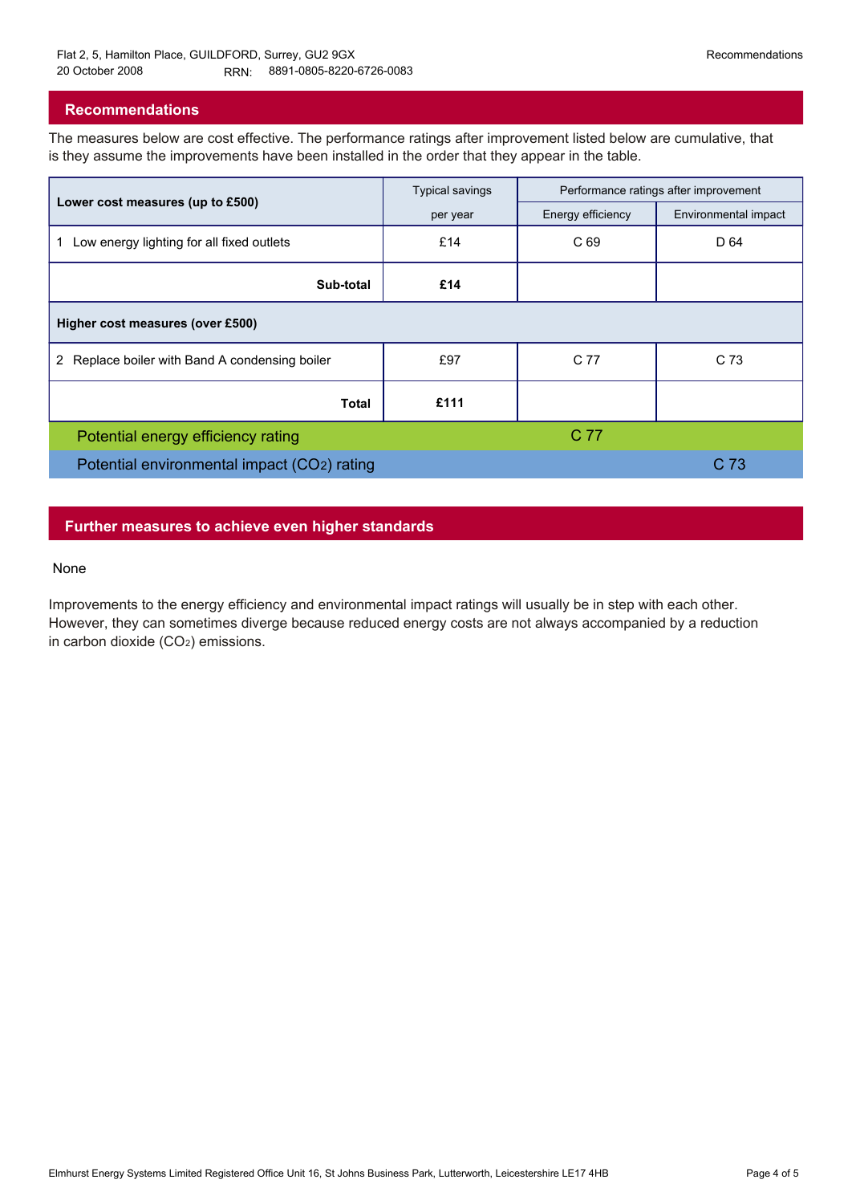Flat 2, 5, Hamilton Place, GUILDFORD, Surrey, GU2 9GX
20 October 2008 RRN: 8891-0805-8220-6726-0083

## Recommendations

The measures below are cost effective. The performance ratings after improvement listed below are cumulative, that is they assume the improvements have been installed in the order that they appear in the table.

| Lower cost measures (up to £500) | Typical savings per year | Performance ratings after improvement | |
|---|---|---|---|
| | | Energy efficiency | Environmental impact |
| 1 Low energy lighting for all fixed outlets | £14 | C 69 | D 64 |
| **Sub-total** | **£14** | | |
| **Higher cost measures (over £500)** | | | |
| 2 Replace boiler with Band A condensing boiler | £97 | C 77 | C 73 |
| **Total** | **£111** | | |
| Potential energy efficiency rating | | C 77 | |
| Potential environmental impact ($CO_2$) rating | | | C 73 |

## Further measures to achieve even higher standards

None

Improvements to the energy efficiency and environmental impact ratings will usually be in step with each other. However, they can sometimes diverge because reduced energy costs are not always accompanied by a reduction in carbon dioxide ($CO_2$) emissions.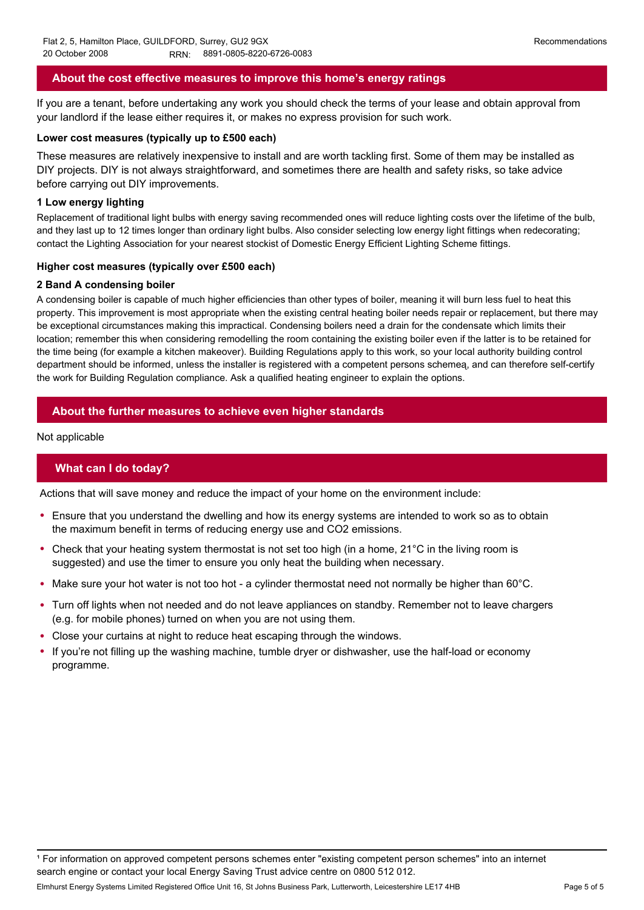## About the cost effective measures to improve this home's energy ratings

If you are a tenant, before undertaking any work you should check the terms of your lease and obtain approval from your landlord if the lease either requires it, or makes no express provision for such work.

**Lower cost measures (typically up to £500 each)**

These measures are relatively inexpensive to install and are worth tackling first. Some of them may be installed as DIY projects. DIY is not always straightforward, and sometimes there are health and safety risks, so take advice before carrying out DIY improvements.

**1 Low energy lighting**

Replacement of traditional light bulbs with energy saving recommended ones will reduce lighting costs over the lifetime of the bulb, and they last up to 12 times longer than ordinary light bulbs. Also consider selecting low energy light fittings when redecorating; contact the Lighting Association for your nearest stockist of Domestic Energy Efficient Lighting Scheme fittings.

**Higher cost measures (typically over £500 each)**

**2 Band A condensing boiler**

A condensing boiler is capable of much higher efficiencies than other types of boiler, meaning it will burn less fuel to heat this property. This improvement is most appropriate when the existing central heating boiler needs repair or replacement, but there may be exceptional circumstances making this impractical. Condensing boilers need a drain for the condensate which limits their location; remember this when considering remodelling the room containing the existing boiler even if the latter is to be retained for the time being (for example a kitchen makeover). Building Regulations apply to this work, so your local authority building control department should be informed, unless the installer is registered with a competent persons scheme[1], and can therefore self-certify the work for Building Regulation compliance. Ask a qualified heating engineer to explain the options.

## About the further measures to achieve even higher standards

Not applicable

## What can I do today?

Actions that will save money and reduce the impact of your home on the environment include:

- Ensure that you understand the dwelling and how its energy systems are intended to work so as to obtain the maximum benefit in terms of reducing energy use and $CO_2$ emissions.
- Check that your heating system thermostat is not set too high (in a home, 21°C in the living room is suggested) and use the timer to ensure you only heat the building when necessary.
- Make sure your hot water is not too hot - a cylinder thermostat need not normally be higher than 60°C.
- Turn off lights when not needed and do not leave appliances on standby. Remember not to leave chargers (e.g. for mobile phones) turned on when you are not using them.
- Close your curtains at night to reduce heat escaping through the windows.
- If you're not filling up the washing machine, tumble dryer or dishwasher, use the half-load or economy programme.

---

[1] For information on approved competent persons schemes enter "existing competent person schemes" into an internet search engine or contact your local Energy Saving Trust advice centre on 0800 512 012.